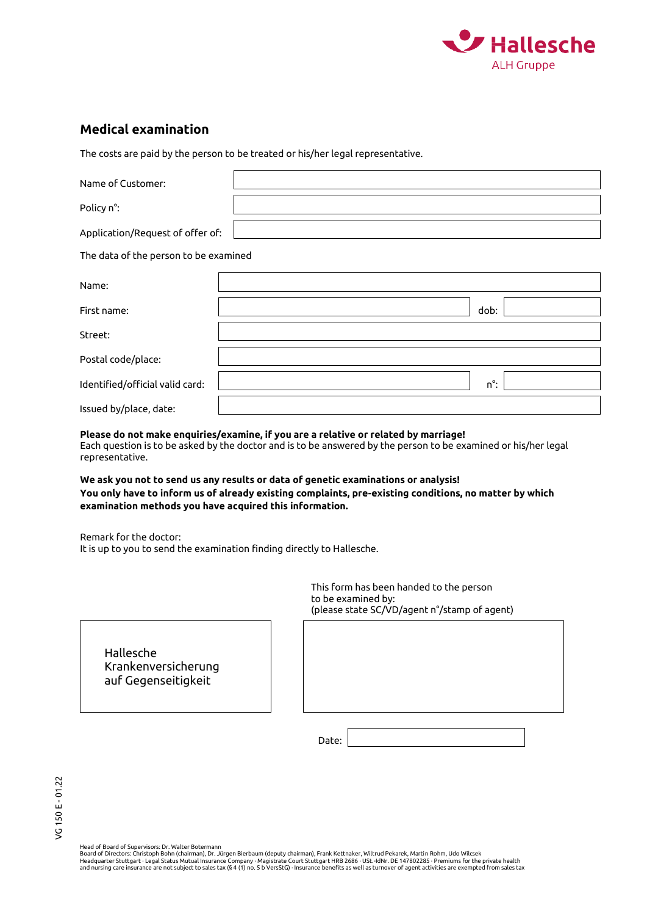Hallesche
ALH Gruppe

## Medical examination

The costs are paid by the person to be treated or his/her legal representative.

| | |
|---|---|
| Name of Customer: | |
| Policy n°: | |
| Application/Request of offer of: | |

The data of the person to be examined

| | | | |
|---|---|---|---|
| Name: | | | |
| First name: | | dob: | |
| Street: | | | |
| Postal code/place: | | | |
| Identified/official valid card: | | n°: | |
| Issued by/place, date: | | | |

**Please do not make enquiries/examine, if you are a relative or related by marriage!**
Each question is to be asked by the doctor and is to be answered by the person to be examined or his/her legal representative.

**We ask you not to send us any results or data of genetic examinations or analysis!**
**You only have to inform us of already existing complaints, pre-existing conditions, no matter by which examination methods you have acquired this information.**

Remark for the doctor:
It is up to you to send the examination finding directly to Hallesche.

This form has been handed to the person to be examined by:
(please state SC/VD/agent n°/stamp of agent)

Hallesche
Krankenversicherung
auf Gegenseitigkeit

Date:

VG 150 E - 01.22

Head of Board of Supervisors: Dr. Walter Botermann
Board of Directors: Christoph Bohn (chairman), Dr. Jürgen Bierbaum (deputy chairman), Frank Kettnaker, Wiltrud Pekarek, Martin Rohm, Udo Wilcsek
Headquarter Stuttgart · Legal Status Mutual Insurance Company · Magistrate Court Stuttgart HRB 2686 · USt.-IdNr. DE 147802285 · Premiums for the private health and nursing care insurance are not subject to sales tax (§ 4 (1) no. 5 b VersStG) · Insurance benefits as well as turnover of agent activities are exempted from sales tax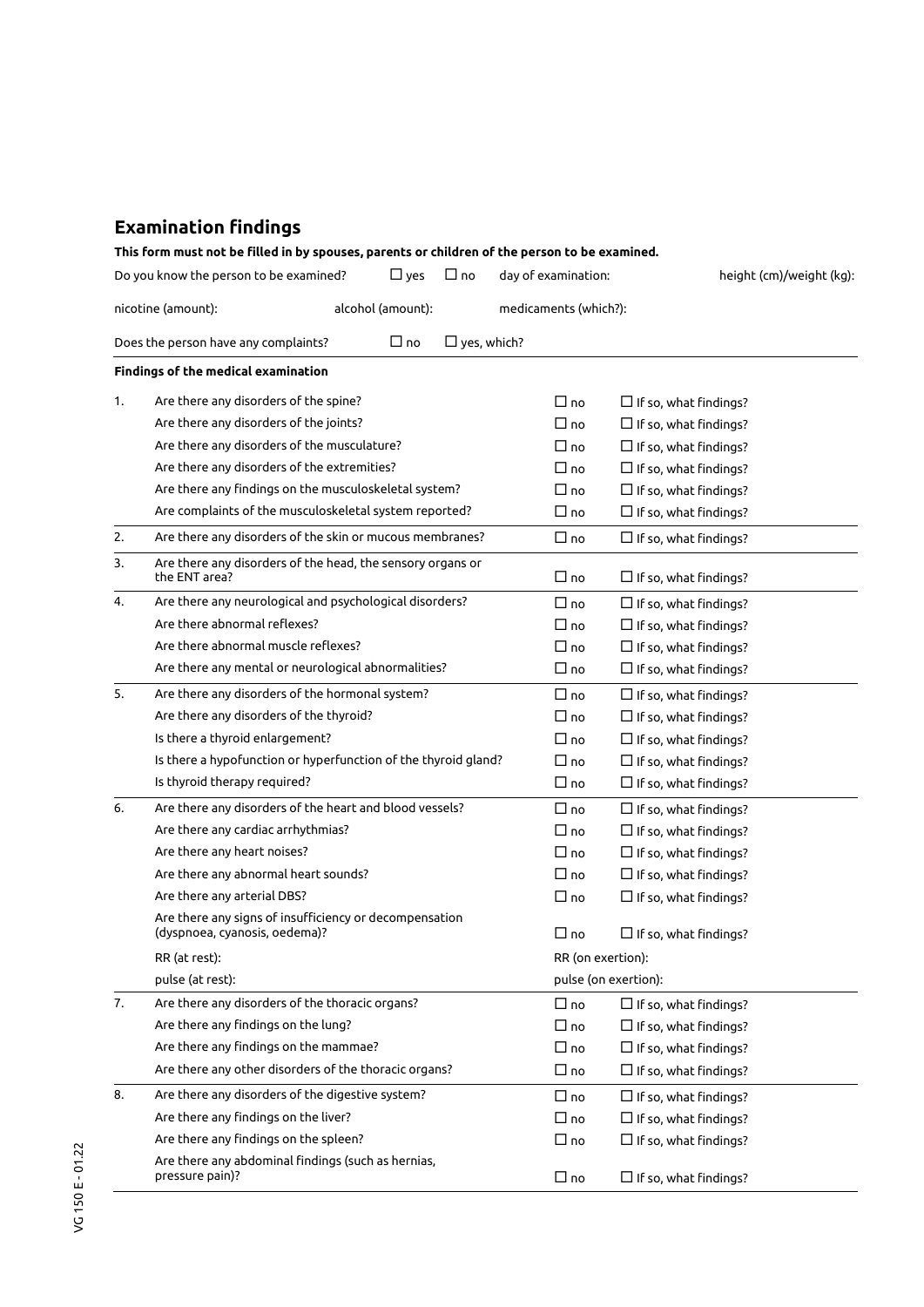## Examination findings

**This form must not be filled in by spouses, parents or children of the person to be examined.**

Do you know the person to be examined? ☐ yes ☐ no day of examination: height (cm)/weight (kg):

nicotine (amount): alcohol (amount): medicaments (which?):

Does the person have any complaints? ☐ no ☐ yes, which?

**Findings of the medical examination**

| | | | |
|---|---|---|---|
| 1. | Are there any disorders of the spine? | ☐ no | ☐ If so, what findings? |
| | Are there any disorders of the joints? | ☐ no | ☐ If so, what findings? |
| | Are there any disorders of the musculature? | ☐ no | ☐ If so, what findings? |
| | Are there any disorders of the extremities? | ☐ no | ☐ If so, what findings? |
| | Are there any findings on the musculoskeletal system? | ☐ no | ☐ If so, what findings? |
| | Are complaints of the musculoskeletal system reported? | ☐ no | ☐ If so, what findings? |
| 2. | Are there any disorders of the skin or mucous membranes? | ☐ no | ☐ If so, what findings? |
| 3. | Are there any disorders of the head, the sensory organs or the ENT area? | ☐ no | ☐ If so, what findings? |
| 4. | Are there any neurological and psychological disorders? | ☐ no | ☐ If so, what findings? |
| | Are there abnormal reflexes? | ☐ no | ☐ If so, what findings? |
| | Are there abnormal muscle reflexes? | ☐ no | ☐ If so, what findings? |
| | Are there any mental or neurological abnormalities? | ☐ no | ☐ If so, what findings? |
| 5. | Are there any disorders of the hormonal system? | ☐ no | ☐ If so, what findings? |
| | Are there any disorders of the thyroid? | ☐ no | ☐ If so, what findings? |
| | Is there a thyroid enlargement? | ☐ no | ☐ If so, what findings? |
| | Is there a hypofunction or hyperfunction of the thyroid gland? | ☐ no | ☐ If so, what findings? |
| | Is thyroid therapy required? | ☐ no | ☐ If so, what findings? |
| 6. | Are there any disorders of the heart and blood vessels? | ☐ no | ☐ If so, what findings? |
| | Are there any cardiac arrhythmias? | ☐ no | ☐ If so, what findings? |
| | Are there any heart noises? | ☐ no | ☐ If so, what findings? |
| | Are there any abnormal heart sounds? | ☐ no | ☐ If so, what findings? |
| | Are there any arterial DBS? | ☐ no | ☐ If so, what findings? |
| | Are there any signs of insufficiency or decompensation (dyspnoea, cyanosis, oedema)? | ☐ no | ☐ If so, what findings? |
| | RR (at rest): | RR (on exertion): | |
| | pulse (at rest): | pulse (on exertion): | |
| 7. | Are there any disorders of the thoracic organs? | ☐ no | ☐ If so, what findings? |
| | Are there any findings on the lung? | ☐ no | ☐ If so, what findings? |
| | Are there any findings on the mammae? | ☐ no | ☐ If so, what findings? |
| | Are there any other disorders of the thoracic organs? | ☐ no | ☐ If so, what findings? |
| 8. | Are there any disorders of the digestive system? | ☐ no | ☐ If so, what findings? |
| | Are there any findings on the liver? | ☐ no | ☐ If so, what findings? |
| | Are there any findings on the spleen? | ☐ no | ☐ If so, what findings? |
| | Are there any abdominal findings (such as hernias, pressure pain)? | ☐ no | ☐ If so, what findings? |

VG 150 E - 01.22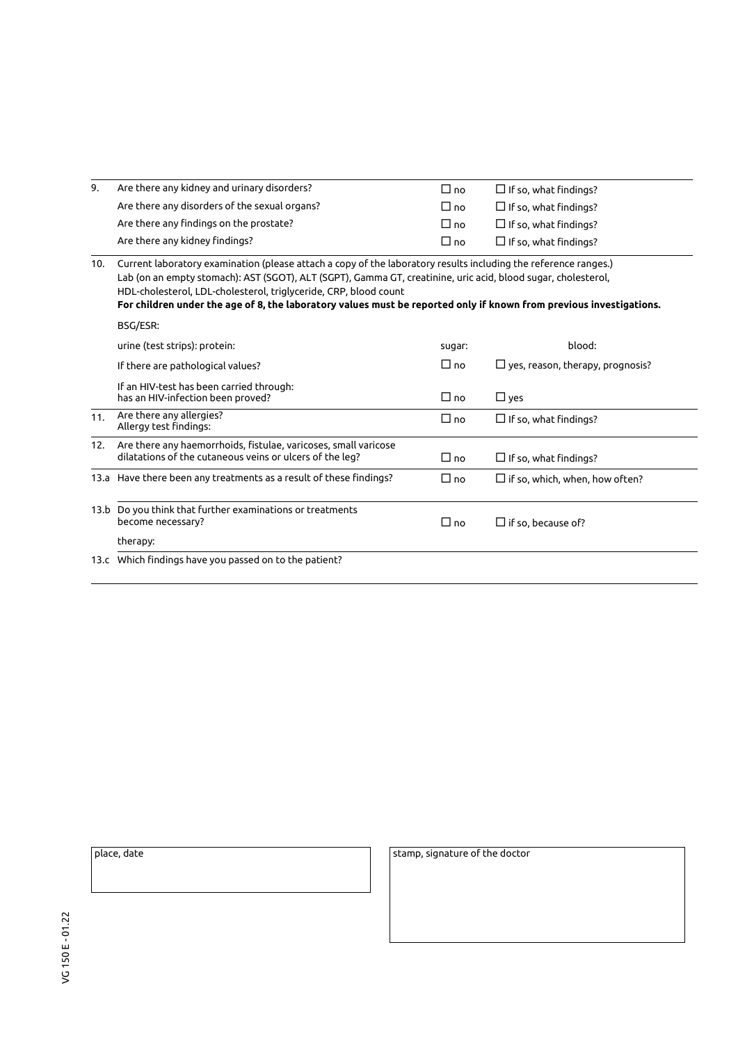| | | | |
|---|---|---|---|
| 9. | Are there any kidney and urinary disorders? | ☐ no | ☐ If so, what findings? |
| | Are there any disorders of the sexual organs? | ☐ no | ☐ If so, what findings? |
| | Are there any findings on the prostate? | ☐ no | ☐ If so, what findings? |
| | Are there any kidney findings? | ☐ no | ☐ If so, what findings? |
| 10. | Current laboratory examination (please attach a copy of the laboratory results including the reference ranges.) Lab (on an empty stomach): AST (SGOT), ALT (SGPT), Gamma GT, creatinine, uric acid, blood sugar, cholesterol, HDL-cholesterol, LDL-cholesterol, triglyceride, CRP, blood count **For children under the age of 8, the laboratory values must be reported only if known from previous investigations.** | | |
| | BSG/ESR: | | |
| | urine (test strips): protein: | sugar: | blood: |
| | If there are pathological values? | ☐ no | ☐ yes, reason, therapy, prognosis? |
| | If an HIV-test has been carried through: has an HIV-infection been proved? | ☐ no | ☐ yes |
| 11. | Are there any allergies? Allergy test findings: | ☐ no | ☐ If so, what findings? |
| 12. | Are there any haemorrhoids, fistulae, varicoses, small varicose dilatations of the cutaneous veins or ulcers of the leg? | ☐ no | ☐ If so, what findings? |
| 13.a | Have there been any treatments as a result of these findings? | ☐ no | ☐ if so, which, when, how often? |
| 13.b | Do you think that further examinations or treatments become necessary? | ☐ no | ☐ if so, because of? |
| | therapy: | | |
| 13.c | Which findings have you passed on to the patient? | | |

| place, date | stamp, signature of the doctor |
|---|---|
| | |

VG 150 E - 01.22